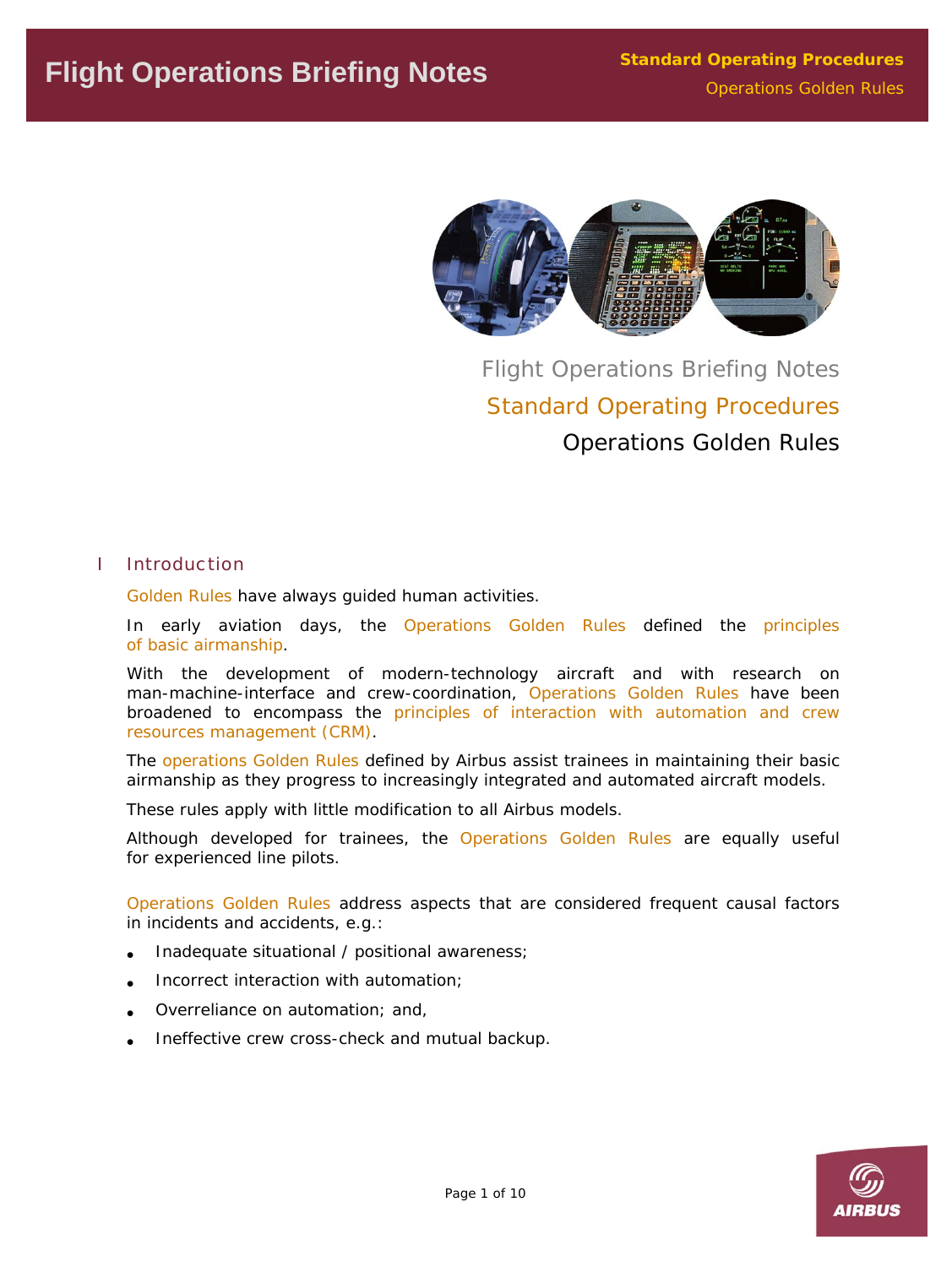# Flight Operations Briefing Notes

## Standard Operating Procedures

### Operations Golden Rules

## I Introduction

Golden Rules have always guided human activities.

In early aviation days, the Operations Golden Rules defined the principles of basic airmanship.

With the development of modern-technology aircraft and with research on man-machine-interface and crew-coordination, Operations Golden Rules have been broadened to encompass the principles of interaction with automation and crew resources management (CRM).

The operations Golden Rules defined by Airbus assist trainees in maintaining their basic airmanship as they progress to increasingly integrated and automated aircraft models.

These rules apply with little modification to all Airbus models.

Although developed for trainees, the Operations Golden Rules are equally useful for experienced line pilots.

Operations Golden Rules address aspects that are considered frequent causal factors in incidents and accidents, e.g.:

- Inadequate situational / positional awareness;
- Incorrect interaction with automation;
- Overreliance on automation; and,
- Ineffective crew cross-check and mutual backup.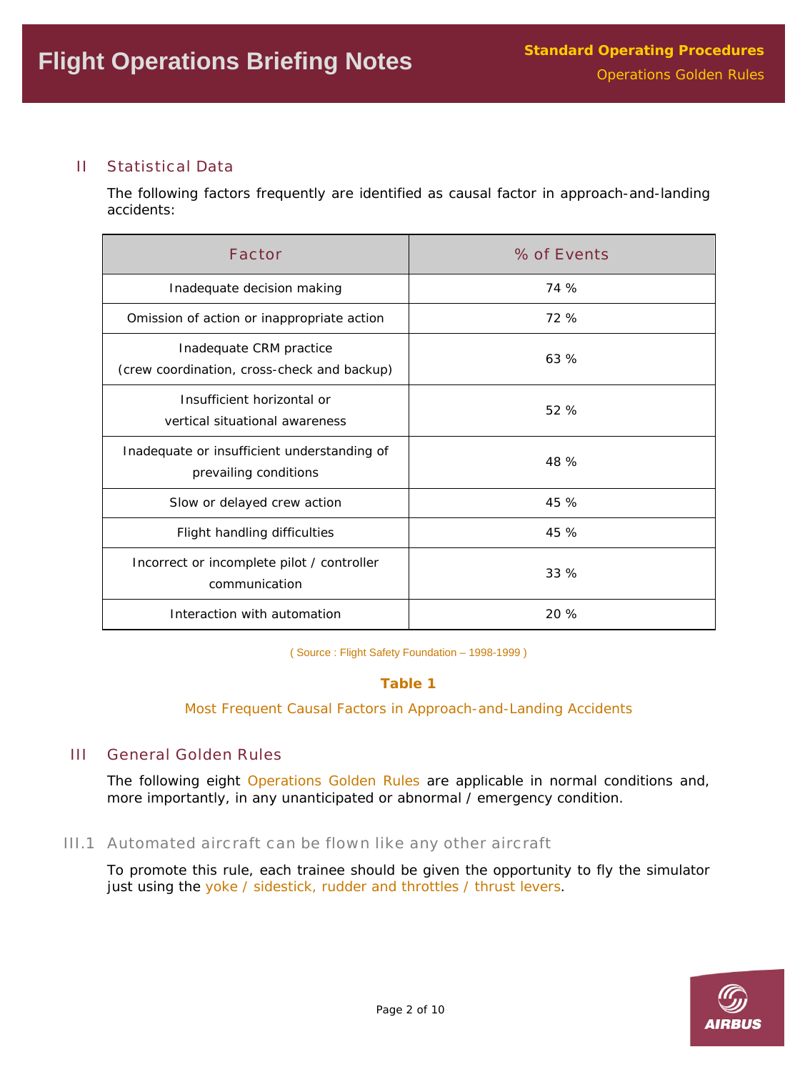## II Statistical Data

The following factors frequently are identified as causal factor in approach-and-landing accidents:

| Factor | % of Events |
|---|---|
| Inadequate decision making | 74 % |
| Omission of action or inappropriate action | 72 % |
| Inadequate CRM practice (crew coordination, cross-check and backup) | 63 % |
| Insufficient horizontal or vertical situational awareness | 52 % |
| Inadequate or insufficient understanding of prevailing conditions | 48 % |
| Slow or delayed crew action | 45 % |
| Flight handling difficulties | 45 % |
| Incorrect or incomplete pilot / controller communication | 33 % |
| Interaction with automation | 20 % |

( Source : Flight Safety Foundation – 1998-1999 )

**Table 1**

Most Frequent Causal Factors in Approach-and-Landing Accidents

## III General Golden Rules

The following eight Operations Golden Rules are applicable in normal conditions and, more importantly, in any unanticipated or abnormal / emergency condition.

### III.1 Automated aircraft can be flown like any other aircraft

To promote this rule, each trainee should be given the opportunity to fly the simulator just using the yoke / sidestick, rudder and throttles / thrust levers.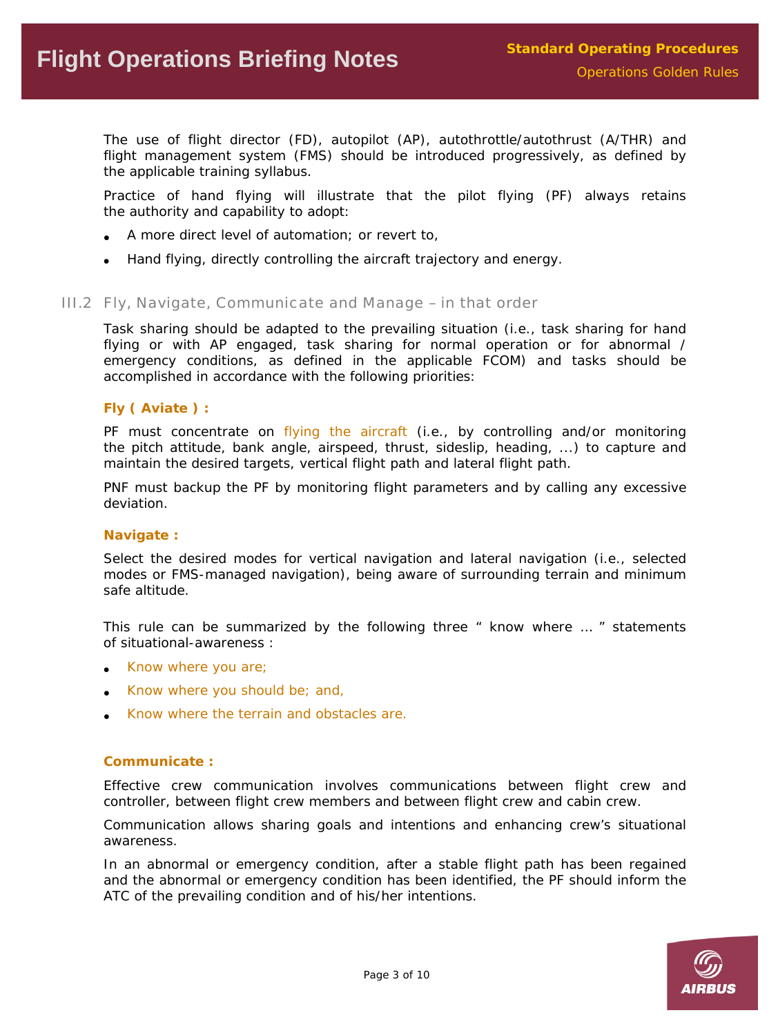The use of flight director (FD), autopilot (AP), autothrottle/autothrust (A/THR) and flight management system (FMS) should be introduced progressively, as defined by the applicable training syllabus.

Practice of hand flying will illustrate that the pilot flying (PF) always retains the authority and capability to adopt:

- A more direct level of automation; or revert to,
- Hand flying, directly controlling the aircraft trajectory and energy.

### III.2 Fly, Navigate, Communicate and Manage – in that order

Task sharing should be adapted to the prevailing situation (i.e., task sharing for hand flying or with AP engaged, task sharing for normal operation or for abnormal / emergency conditions, as defined in the applicable FCOM) and tasks should be accomplished in accordance with the following priorities:

**Fly ( Aviate ) :**

PF must concentrate on flying the aircraft (i.e., by controlling and/or monitoring the pitch attitude, bank angle, airspeed, thrust, sideslip, heading, ...) to capture and maintain the desired targets, vertical flight path and lateral flight path.

PNF must backup the PF by monitoring flight parameters and by calling any excessive deviation.

**Navigate :**

Select the desired modes for vertical navigation and lateral navigation (i.e., selected modes or FMS-managed navigation), being aware of surrounding terrain and minimum safe altitude.

This rule can be summarized by the following three " know where ... " statements of situational-awareness :

- Know where you are;
- Know where you should be; and,
- Know where the terrain and obstacles are.

**Communicate :**

Effective crew communication involves communications between flight crew and controller, between flight crew members and between flight crew and cabin crew.

Communication allows sharing goals and intentions and enhancing crew's situational awareness.

In an abnormal or emergency condition, after a stable flight path has been regained and the abnormal or emergency condition has been identified, the PF should inform the ATC of the prevailing condition and of his/her intentions.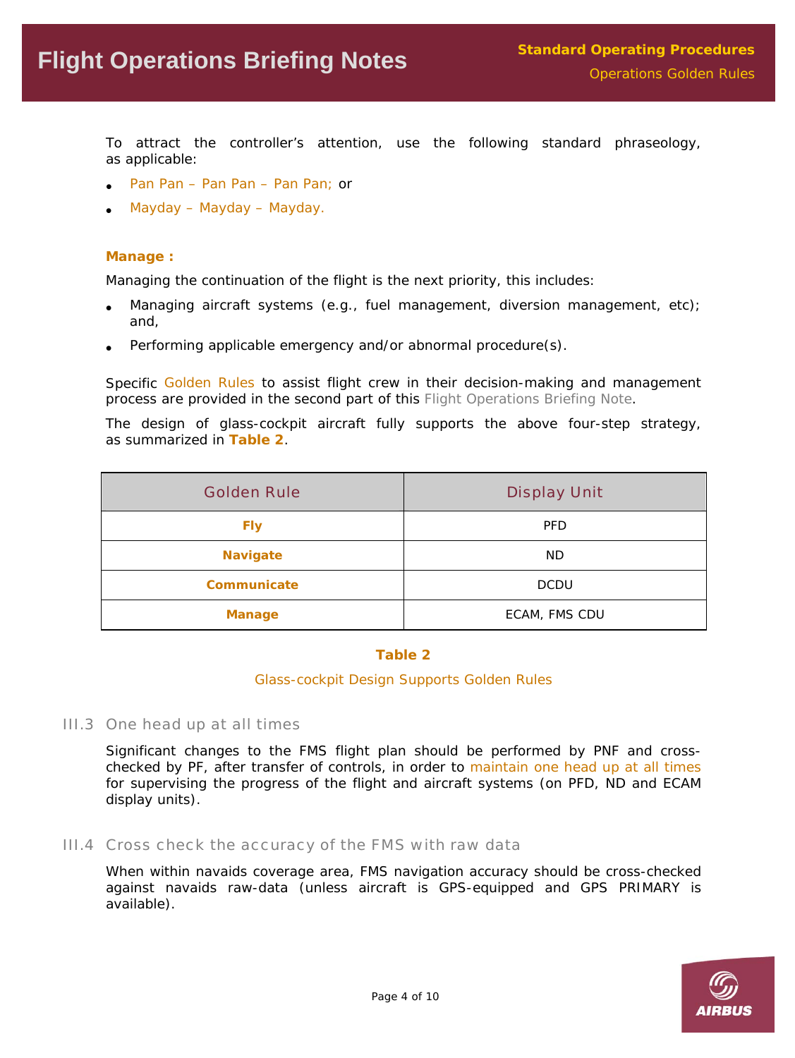To attract the controller's attention, use the following standard phraseology, as applicable:

- Pan Pan – Pan Pan – Pan Pan; or
- Mayday – Mayday – Mayday.

**Manage :**

Managing the continuation of the flight is the next priority, this includes:

- Managing aircraft systems (e.g., fuel management, diversion management, etc); and,
- Performing applicable emergency and/or abnormal procedure(s).

Specific Golden Rules to assist flight crew in their decision-making and management process are provided in the second part of this Flight Operations Briefing Note.

The design of glass-cockpit aircraft fully supports the above four-step strategy, as summarized in **Table 2**.

| Golden Rule | Display Unit |
|---|---|
| **Fly** | PFD |
| **Navigate** | ND |
| **Communicate** | DCDU |
| **Manage** | ECAM, FMS CDU |

**Table 2**

Glass-cockpit Design Supports Golden Rules

## III.3 One head up at all times

Significant changes to the FMS flight plan should be performed by PNF and cross-checked by PF, after transfer of controls, in order to maintain one head up at all times for supervising the progress of the flight and aircraft systems (on PFD, ND and ECAM display units).

## III.4 Cross check the accuracy of the FMS with raw data

When within navaids coverage area, FMS navigation accuracy should be cross-checked against navaids raw-data (unless aircraft is GPS-equipped and GPS PRIMARY is available).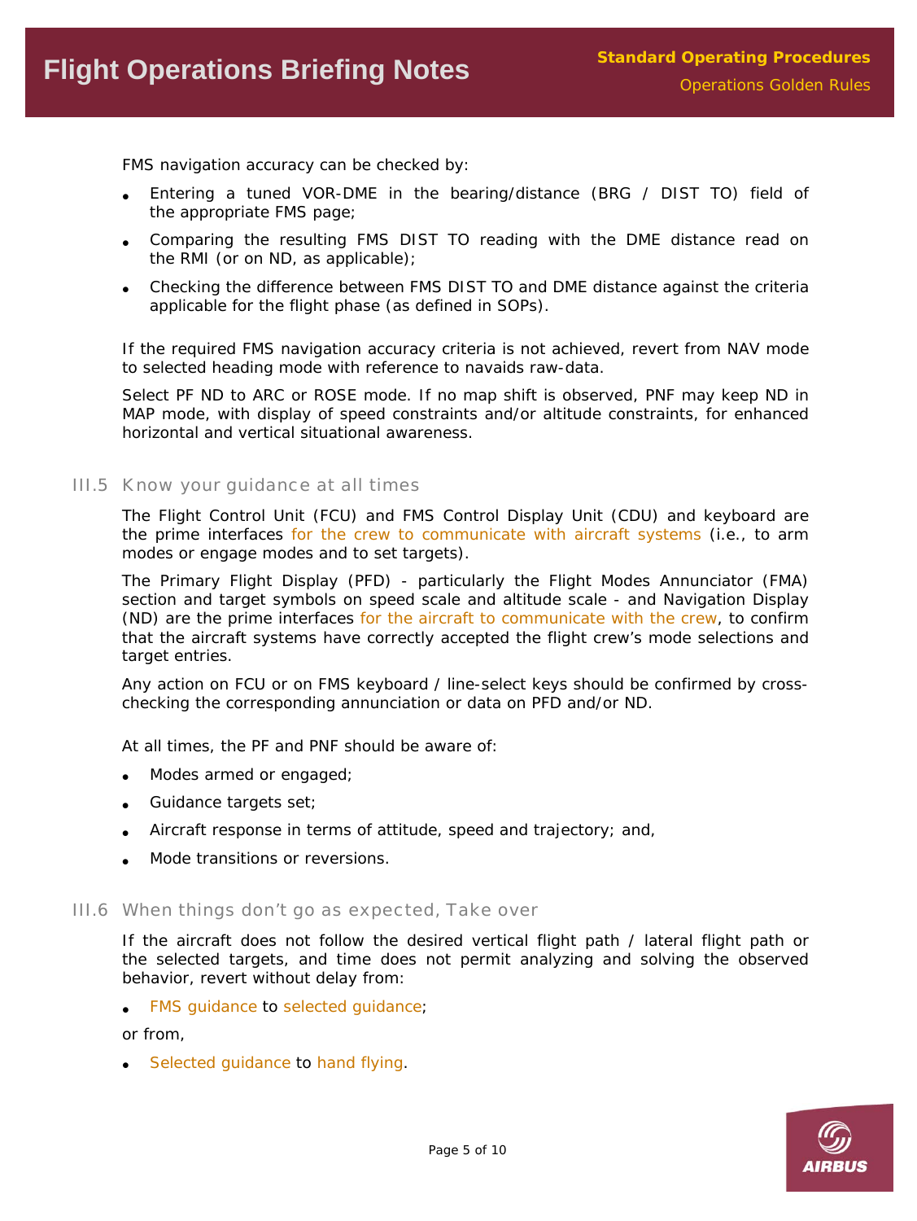FMS navigation accuracy can be checked by:

- Entering a tuned VOR-DME in the bearing/distance (BRG / DIST TO) field of the appropriate FMS page;
- Comparing the resulting FMS DIST TO reading with the DME distance read on the RMI (or on ND, as applicable);
- Checking the difference between FMS DIST TO and DME distance against the criteria applicable for the flight phase (as defined in SOPs).

If the required FMS navigation accuracy criteria is not achieved, revert from NAV mode to selected heading mode with reference to navaids raw-data.

Select PF ND to ARC or ROSE mode. If no map shift is observed, PNF may keep ND in MAP mode, with display of speed constraints and/or altitude constraints, for enhanced horizontal and vertical situational awareness.

### III.5 Know your guidance at all times

The Flight Control Unit (FCU) and FMS Control Display Unit (CDU) and keyboard are the prime interfaces for the crew to communicate with aircraft systems (i.e., to arm modes or engage modes and to set targets).

The Primary Flight Display (PFD) - particularly the Flight Modes Annunciator (FMA) section and target symbols on speed scale and altitude scale - and Navigation Display (ND) are the prime interfaces for the aircraft to communicate with the crew, to confirm that the aircraft systems have correctly accepted the flight crew's mode selections and target entries.

Any action on FCU or on FMS keyboard / line-select keys should be confirmed by cross-checking the corresponding annunciation or data on PFD and/or ND.

At all times, the PF and PNF should be aware of:

- Modes armed or engaged;
- Guidance targets set;
- Aircraft response in terms of attitude, speed and trajectory; and,
- Mode transitions or reversions.

### III.6 When things don't go as expected, Take over

If the aircraft does not follow the desired vertical flight path / lateral flight path or the selected targets, and time does not permit analyzing and solving the observed behavior, revert without delay from:

- FMS guidance to selected guidance;

or from,

- Selected guidance to hand flying.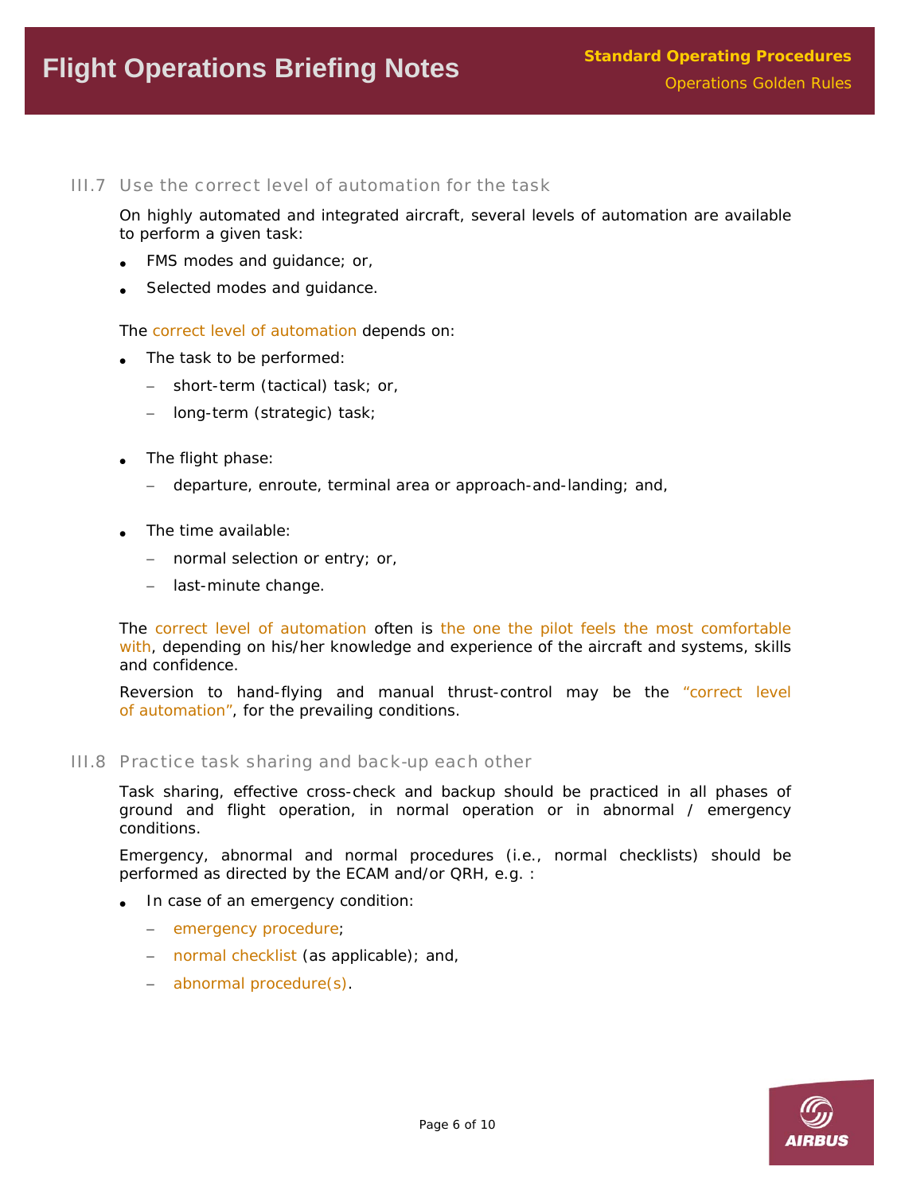### III.7 Use the correct level of automation for the task

On highly automated and integrated aircraft, several levels of automation are available to perform a given task:

- FMS modes and guidance; or,
- Selected modes and guidance.

The correct level of automation depends on:

- The task to be performed:
  - short-term (tactical) task; or,
  - long-term (strategic) task;
- The flight phase:
  - departure, enroute, terminal area or approach-and-landing; and,
- The time available:
  - normal selection or entry; or,
  - last-minute change.

The correct level of automation often is the one the pilot feels the most comfortable with, depending on his/her knowledge and experience of the aircraft and systems, skills and confidence.

Reversion to hand-flying and manual thrust-control may be the "correct level of automation", for the prevailing conditions.

### III.8 Practice task sharing and back-up each other

Task sharing, effective cross-check and backup should be practiced in all phases of ground and flight operation, in normal operation or in abnormal / emergency conditions.

Emergency, abnormal and normal procedures (i.e., normal checklists) should be performed as directed by the ECAM and/or QRH, e.g. :

- In case of an emergency condition:
  - emergency procedure;
  - normal checklist (as applicable); and,
  - abnormal procedure(s).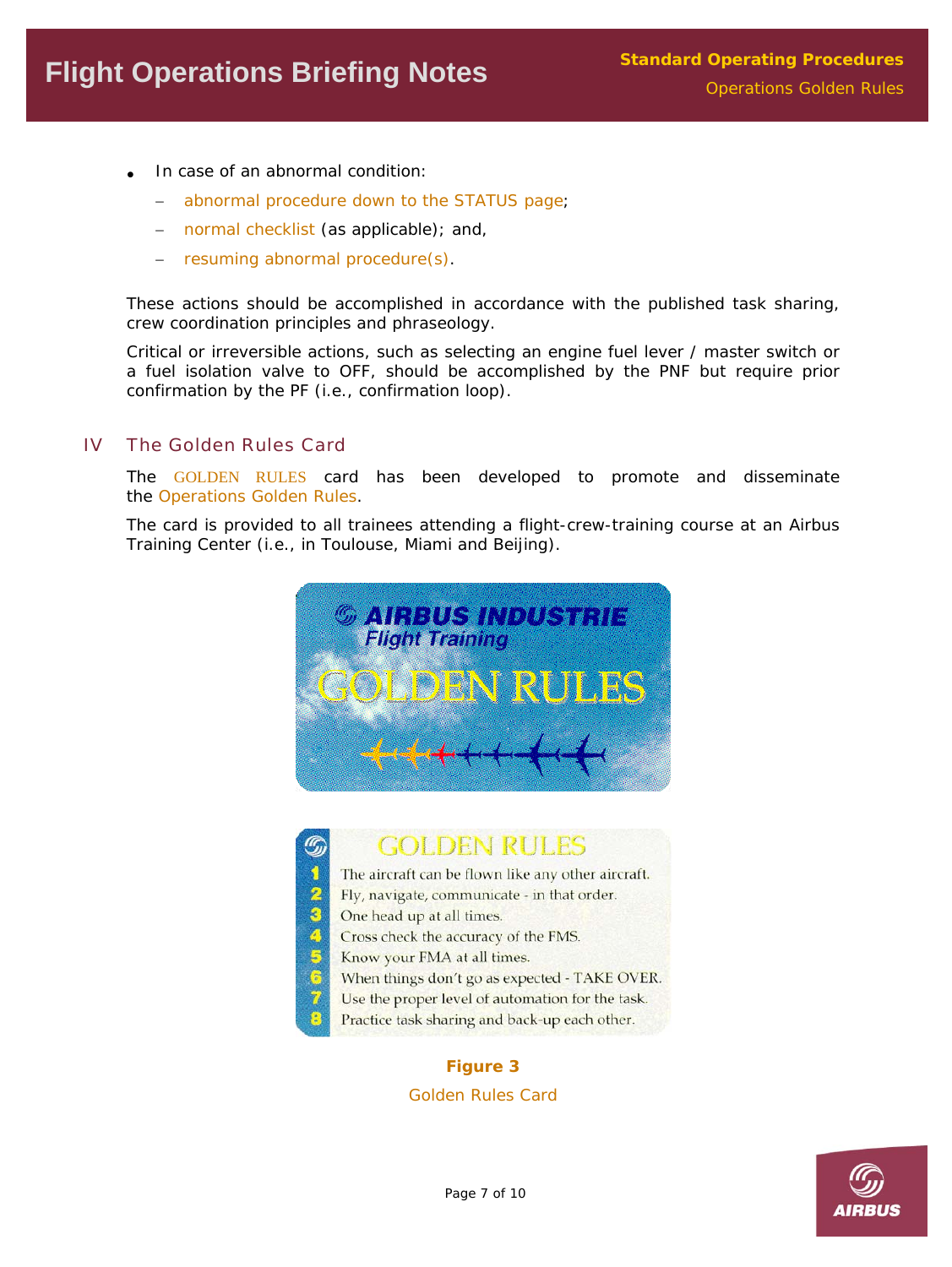- In case of an abnormal condition:
  - abnormal procedure down to the STATUS page;
  - normal checklist (as applicable); and,
  - resuming abnormal procedure(s).

These actions should be accomplished in accordance with the published task sharing, crew coordination principles and phraseology.

Critical or irreversible actions, such as selecting an engine fuel lever / master switch or a fuel isolation valve to OFF, should be accomplished by the PNF but require prior confirmation by the PF (i.e., confirmation loop).

## IV The Golden Rules Card

The GOLDEN RULES card has been developed to promote and disseminate the Operations Golden Rules.

The card is provided to all trainees attending a flight-crew-training course at an Airbus Training Center (i.e., in Toulouse, Miami and Beijing).

AIRBUS INDUSTRIE
Flight Training
GOLDEN RULES

GOLDEN RULES

1. The aircraft can be flown like any other aircraft.
2. Fly, navigate, communicate - in that order.
3. One head up at all times.
4. Cross check the accuracy of the FMS.
5. Know your FMA at all times.
6. When things don't go as expected - TAKE OVER.
7. Use the proper level of automation for the task.
8. Practice task sharing and back-up each other.

**Figure 3**

Golden Rules Card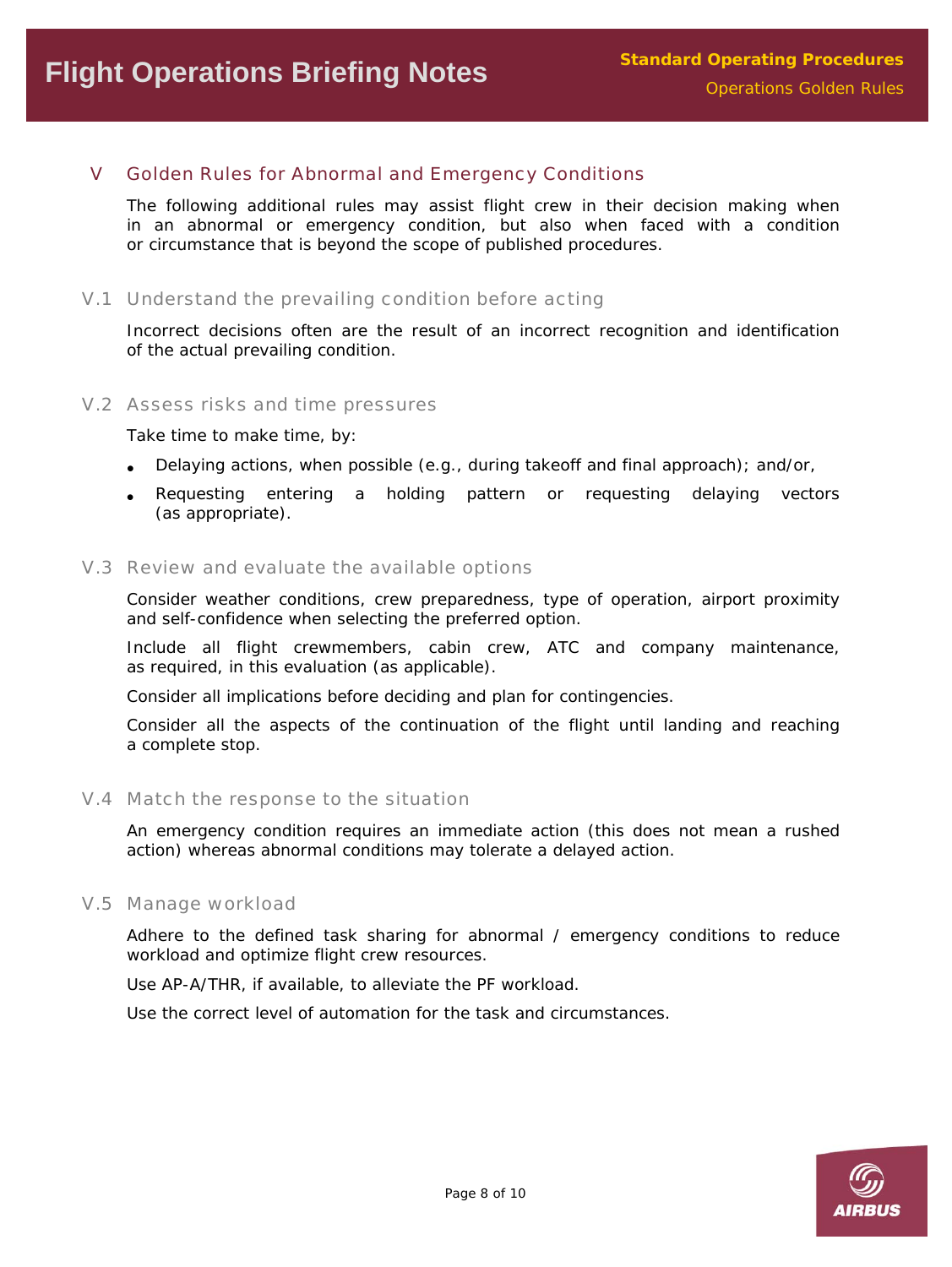## V Golden Rules for Abnormal and Emergency Conditions

The following additional rules may assist flight crew in their decision making when in an abnormal or emergency condition, but also when faced with a condition or circumstance that is beyond the scope of published procedures.

### V.1 Understand the prevailing condition before acting

Incorrect decisions often are the result of an incorrect recognition and identification of the actual prevailing condition.

### V.2 Assess risks and time pressures

Take time to make time, by:

- Delaying actions, when possible (e.g., during takeoff and final approach); and/or,
- Requesting entering a holding pattern or requesting delaying vectors (as appropriate).

### V.3 Review and evaluate the available options

Consider weather conditions, crew preparedness, type of operation, airport proximity and self-confidence when selecting the preferred option.

Include all flight crewmembers, cabin crew, ATC and company maintenance, as required, in this evaluation (as applicable).

Consider all implications before deciding and plan for contingencies.

Consider all the aspects of the continuation of the flight until landing and reaching a complete stop.

### V.4 Match the response to the situation

An emergency condition requires an immediate action (this does not mean a rushed action) whereas abnormal conditions may tolerate a delayed action.

### V.5 Manage workload

Adhere to the defined task sharing for abnormal / emergency conditions to reduce workload and optimize flight crew resources.

Use AP-A/THR, if available, to alleviate the PF workload.

Use the correct level of automation for the task and circumstances.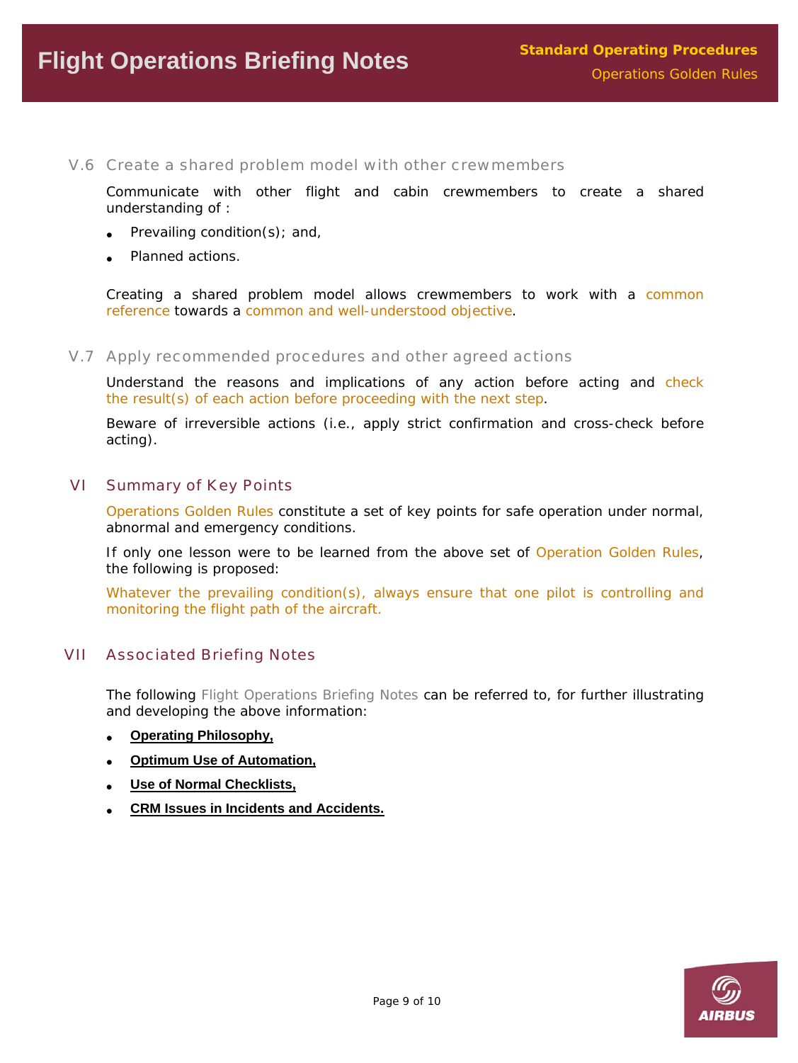### V.6 Create a shared problem model with other crewmembers

Communicate with other flight and cabin crewmembers to create a shared understanding of :

- Prevailing condition(s); and,
- Planned actions.

Creating a shared problem model allows crewmembers to work with a common reference towards a common and well-understood objective.

### V.7 Apply recommended procedures and other agreed actions

Understand the reasons and implications of any action before acting and check the result(s) of each action before proceeding with the next step.

Beware of irreversible actions (i.e., apply strict confirmation and cross-check before acting).

## VI Summary of Key Points

Operations Golden Rules constitute a set of key points for safe operation under normal, abnormal and emergency conditions.

If only one lesson were to be learned from the above set of Operation Golden Rules, the following is proposed:

Whatever the prevailing condition(s), always ensure that one pilot is controlling and monitoring the flight path of the aircraft.

## VII Associated Briefing Notes

The following Flight Operations Briefing Notes can be referred to, for further illustrating and developing the above information:

- **Operating Philosophy,**
- **Optimum Use of Automation,**
- **Use of Normal Checklists,**
- **CRM Issues in Incidents and Accidents.**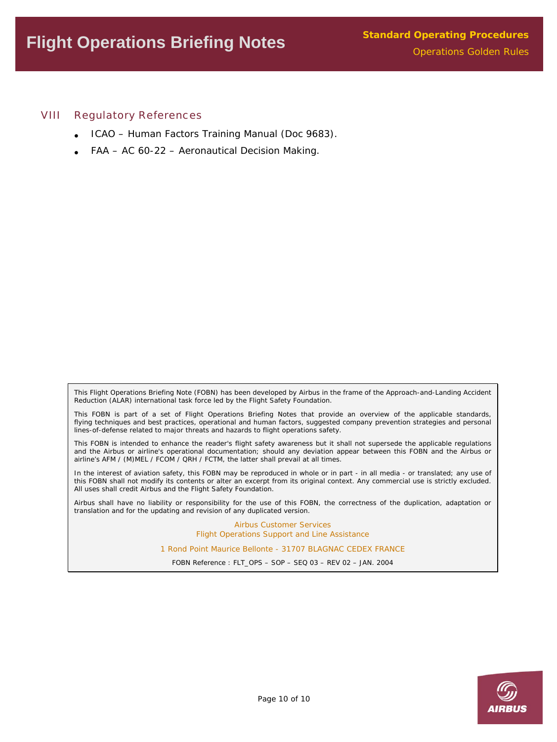## VIII Regulatory References

- ICAO – Human Factors Training Manual (Doc 9683).
- FAA – AC 60-22 – Aeronautical Decision Making.

This Flight Operations Briefing Note (FOBN) has been developed by Airbus in the frame of the Approach-and-Landing Accident Reduction (ALAR) international task force led by the Flight Safety Foundation.

This FOBN is part of a set of Flight Operations Briefing Notes that provide an overview of the applicable standards, flying techniques and best practices, operational and human factors, suggested company prevention strategies and personal lines-of-defense related to major threats and hazards to flight operations safety.

This FOBN is intended to enhance the reader's flight safety awareness but it shall not supersede the applicable regulations and the Airbus or airline's operational documentation; should any deviation appear between this FOBN and the Airbus or airline's AFM / (M)MEL / FCOM / QRH / FCTM, the latter shall prevail at all times.

In the interest of aviation safety, this FOBN may be reproduced in whole or in part - in all media - or translated; any use of this FOBN shall not modify its contents or alter an excerpt from its original context. Any commercial use is strictly excluded. All uses shall credit Airbus and the Flight Safety Foundation.

Airbus shall have no liability or responsibility for the use of this FOBN, the correctness of the duplication, adaptation or translation and for the updating and revision of any duplicated version.

Airbus Customer Services
Flight Operations Support and Line Assistance

1 Rond Point Maurice Bellonte - 31707 BLAGNAC CEDEX FRANCE

FOBN Reference : FLT_OPS – SOP – SEQ 03 – REV 02 – JAN. 2004